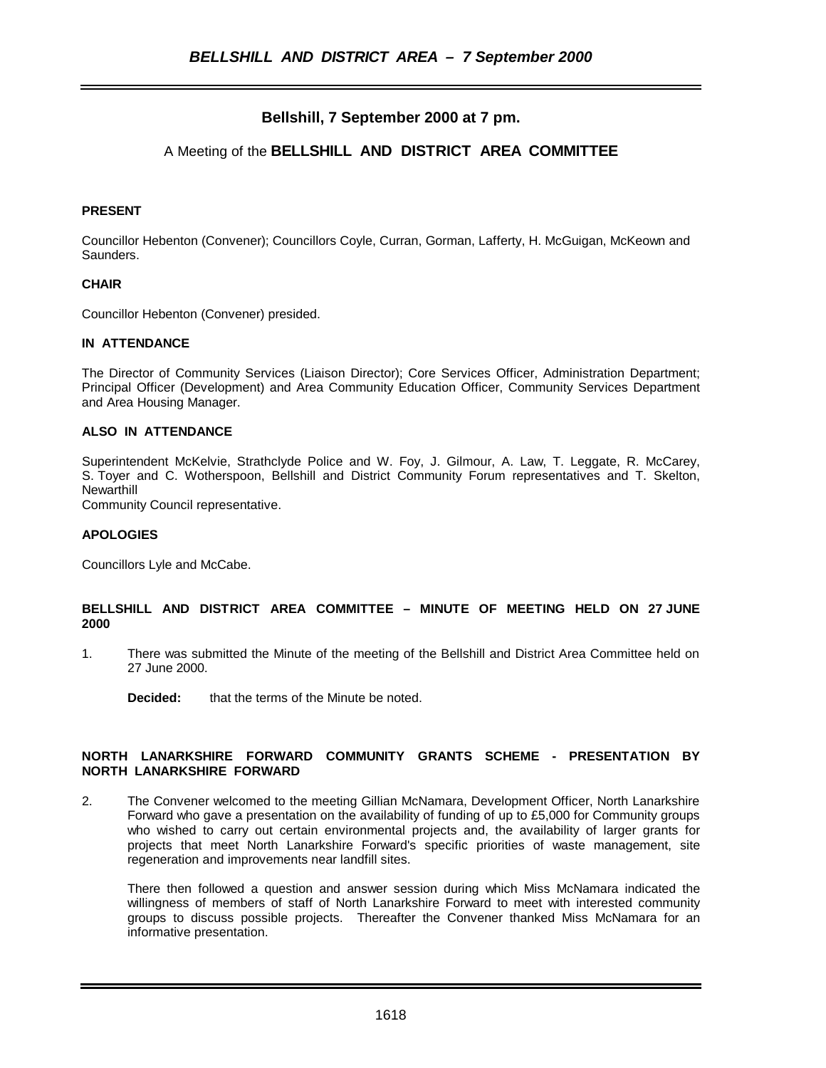## Bellshill, 7 September 2000 at 7 pm.

A Meeting of the **BELLSHILL AND DISTRICT AREA COMMITTEE**

**PRESENT**

Councillor Hebenton (Convener); Councillors Coyle, Curran, Gorman, Lafferty, H. McGuigan, McKeown and Saunders.

**CHAIR**

Councillor Hebenton (Convener) presided.

**IN ATTENDANCE**

The Director of Community Services (Liaison Director); Core Services Officer, Administration Department; Principal Officer (Development) and Area Community Education Officer, Community Services Department and Area Housing Manager.

**ALSO IN ATTENDANCE**

Superintendent McKelvie, Strathclyde Police and W. Foy, J. Gilmour, A. Law, T. Leggate, R. McCarey, S. Toyer and C. Wotherspoon, Bellshill and District Community Forum representatives and T. Skelton, Newarthill Community Council representative.

**APOLOGIES**

Councillors Lyle and McCabe.

**BELLSHILL AND DISTRICT AREA COMMITTEE – MINUTE OF MEETING HELD ON 27 JUNE 2000**

1. There was submitted the Minute of the meeting of the Bellshill and District Area Committee held on 27 June 2000.

   **Decided:** that the terms of the Minute be noted.

**NORTH LANARKSHIRE FORWARD COMMUNITY GRANTS SCHEME - PRESENTATION BY NORTH LANARKSHIRE FORWARD**

2. The Convener welcomed to the meeting Gillian McNamara, Development Officer, North Lanarkshire Forward who gave a presentation on the availability of funding of up to £5,000 for Community groups who wished to carry out certain environmental projects and, the availability of larger grants for projects that meet North Lanarkshire Forward's specific priorities of waste management, site regeneration and improvements near landfill sites.

   There then followed a question and answer session during which Miss McNamara indicated the willingness of members of staff of North Lanarkshire Forward to meet with interested community groups to discuss possible projects. Thereafter the Convener thanked Miss McNamara for an informative presentation.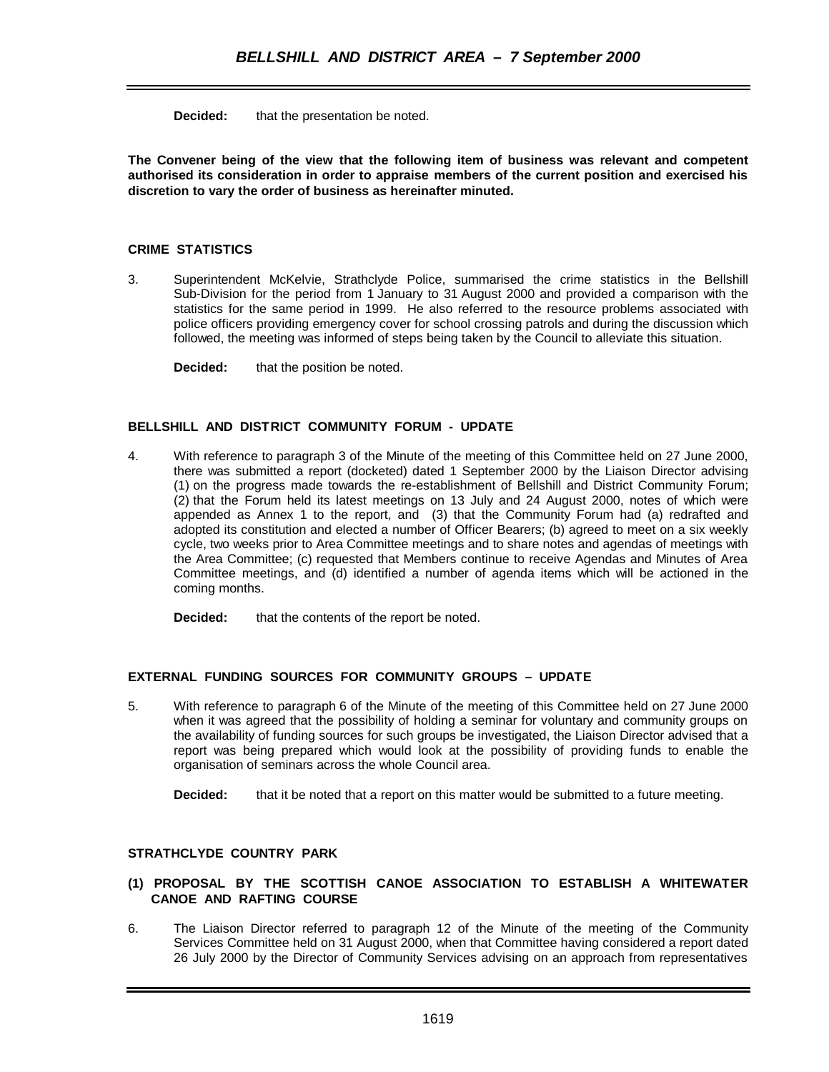**Decided:** that the presentation be noted.

**The Convener being of the view that the following item of business was relevant and competent authorised its consideration in order to appraise members of the current position and exercised his discretion to vary the order of business as hereinafter minuted.**

### CRIME STATISTICS

3. Superintendent McKelvie, Strathclyde Police, summarised the crime statistics in the Bellshill Sub-Division for the period from 1 January to 31 August 2000 and provided a comparison with the statistics for the same period in 1999. He also referred to the resource problems associated with police officers providing emergency cover for school crossing patrols and during the discussion which followed, the meeting was informed of steps being taken by the Council to alleviate this situation.

   **Decided:** that the position be noted.

### BELLSHILL AND DISTRICT COMMUNITY FORUM - UPDATE

4. With reference to paragraph 3 of the Minute of the meeting of this Committee held on 27 June 2000, there was submitted a report (docketed) dated 1 September 2000 by the Liaison Director advising (1) on the progress made towards the re-establishment of Bellshill and District Community Forum; (2) that the Forum held its latest meetings on 13 July and 24 August 2000, notes of which were appended as Annex 1 to the report, and (3) that the Community Forum had (a) redrafted and adopted its constitution and elected a number of Officer Bearers; (b) agreed to meet on a six weekly cycle, two weeks prior to Area Committee meetings and to share notes and agendas of meetings with the Area Committee; (c) requested that Members continue to receive Agendas and Minutes of Area Committee meetings, and (d) identified a number of agenda items which will be actioned in the coming months.

   **Decided:** that the contents of the report be noted.

### EXTERNAL FUNDING SOURCES FOR COMMUNITY GROUPS – UPDATE

5. With reference to paragraph 6 of the Minute of the meeting of this Committee held on 27 June 2000 when it was agreed that the possibility of holding a seminar for voluntary and community groups on the availability of funding sources for such groups be investigated, the Liaison Director advised that a report was being prepared which would look at the possibility of providing funds to enable the organisation of seminars across the whole Council area.

   **Decided:** that it be noted that a report on this matter would be submitted to a future meeting.

### STRATHCLYDE COUNTRY PARK

#### (1) PROPOSAL BY THE SCOTTISH CANOE ASSOCIATION TO ESTABLISH A WHITEWATER CANOE AND RAFTING COURSE

6. The Liaison Director referred to paragraph 12 of the Minute of the meeting of the Community Services Committee held on 31 August 2000, when that Committee having considered a report dated 26 July 2000 by the Director of Community Services advising on an approach from representatives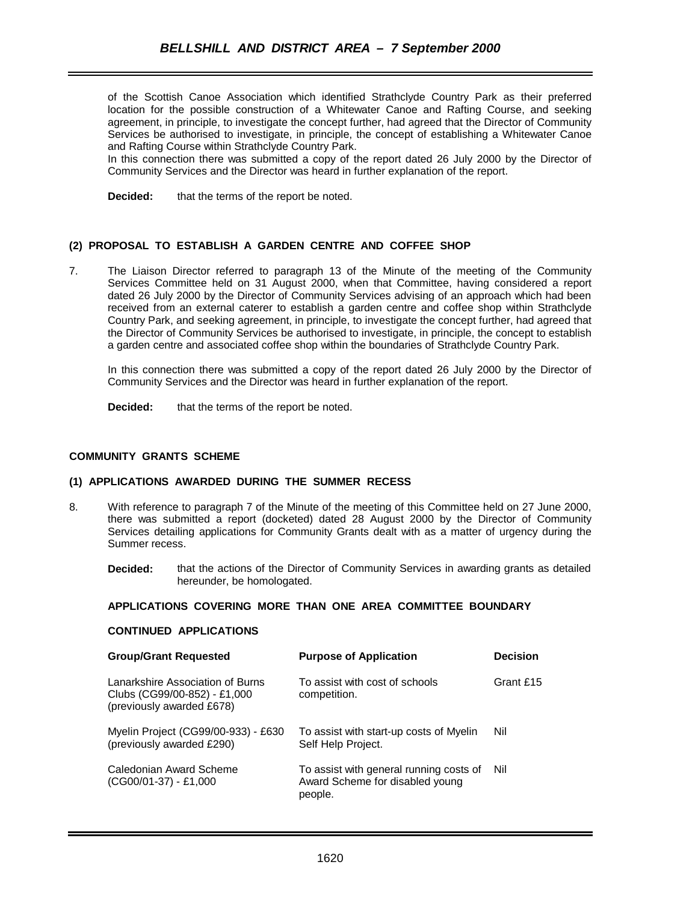of the Scottish Canoe Association which identified Strathclyde Country Park as their preferred location for the possible construction of a Whitewater Canoe and Rafting Course, and seeking agreement, in principle, to investigate the concept further, had agreed that the Director of Community Services be authorised to investigate, in principle, the concept of establishing a Whitewater Canoe and Rafting Course within Strathclyde Country Park.
In this connection there was submitted a copy of the report dated 26 July 2000 by the Director of Community Services and the Director was heard in further explanation of the report.

**Decided:** that the terms of the report be noted.

### (2) PROPOSAL TO ESTABLISH A GARDEN CENTRE AND COFFEE SHOP

7. The Liaison Director referred to paragraph 13 of the Minute of the meeting of the Community Services Committee held on 31 August 2000, when that Committee, having considered a report dated 26 July 2000 by the Director of Community Services advising of an approach which had been received from an external caterer to establish a garden centre and coffee shop within Strathclyde Country Park, and seeking agreement, in principle, to investigate the concept further, had agreed that the Director of Community Services be authorised to investigate, in principle, the concept to establish a garden centre and associated coffee shop within the boundaries of Strathclyde Country Park.

   In this connection there was submitted a copy of the report dated 26 July 2000 by the Director of Community Services and the Director was heard in further explanation of the report.

   **Decided:** that the terms of the report be noted.

## COMMUNITY GRANTS SCHEME

### (1) APPLICATIONS AWARDED DURING THE SUMMER RECESS

8. With reference to paragraph 7 of the Minute of the meeting of this Committee held on 27 June 2000, there was submitted a report (docketed) dated 28 August 2000 by the Director of Community Services detailing applications for Community Grants dealt with as a matter of urgency during the Summer recess.

   **Decided:** that the actions of the Director of Community Services in awarding grants as detailed hereunder, be homologated.

**APPLICATIONS COVERING MORE THAN ONE AREA COMMITTEE BOUNDARY**

**CONTINUED APPLICATIONS**

| Group/Grant Requested | Purpose of Application | Decision |
|---|---|---|
| Lanarkshire Association of Burns Clubs (CG99/00-852) - £1,000 (previously awarded £678) | To assist with cost of schools competition. | Grant £15 |
| Myelin Project (CG99/00-933) - £630 (previously awarded £290) | To assist with start-up costs of Myelin Self Help Project. | Nil |
| Caledonian Award Scheme (CG00/01-37) - £1,000 | To assist with general running costs of Award Scheme for disabled young people. | Nil |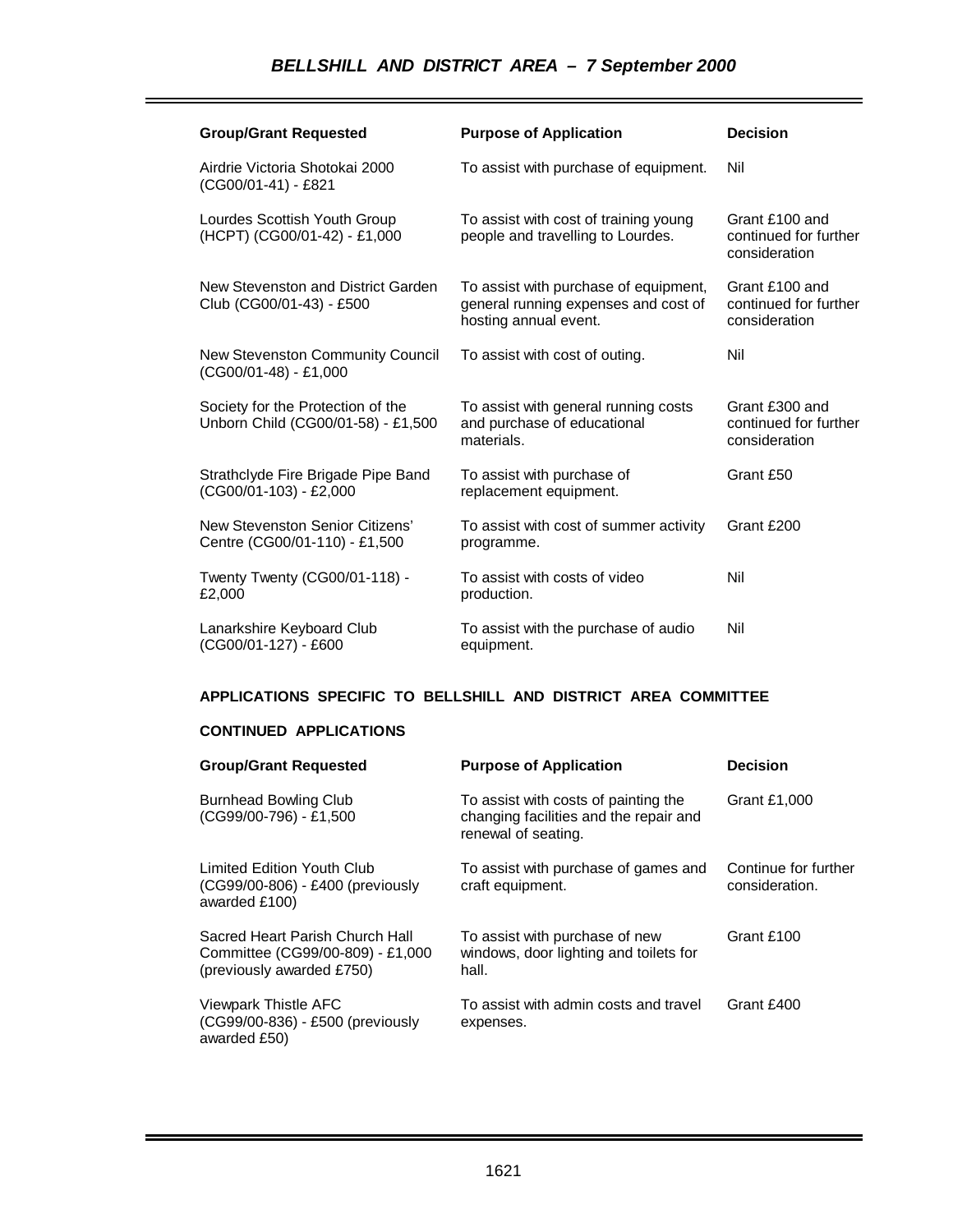| Group/Grant Requested | Purpose of Application | Decision |
|---|---|---|
| Airdrie Victoria Shotokai 2000 (CG00/01-41) - £821 | To assist with purchase of equipment. | Nil |
| Lourdes Scottish Youth Group (HCPT) (CG00/01-42) - £1,000 | To assist with cost of training young people and travelling to Lourdes. | Grant £100 and continued for further consideration |
| New Stevenston and District Garden Club (CG00/01-43) - £500 | To assist with purchase of equipment, general running expenses and cost of hosting annual event. | Grant £100 and continued for further consideration |
| New Stevenston Community Council (CG00/01-48) - £1,000 | To assist with cost of outing. | Nil |
| Society for the Protection of the Unborn Child (CG00/01-58) - £1,500 | To assist with general running costs and purchase of educational materials. | Grant £300 and continued for further consideration |
| Strathclyde Fire Brigade Pipe Band (CG00/01-103) - £2,000 | To assist with purchase of replacement equipment. | Grant £50 |
| New Stevenston Senior Citizens' Centre (CG00/01-110) - £1,500 | To assist with cost of summer activity programme. | Grant £200 |
| Twenty Twenty (CG00/01-118) - £2,000 | To assist with costs of video production. | Nil |
| Lanarkshire Keyboard Club (CG00/01-127) - £600 | To assist with the purchase of audio equipment. | Nil |

**APPLICATIONS SPECIFIC TO BELLSHILL AND DISTRICT AREA COMMITTEE**

**CONTINUED APPLICATIONS**

| Group/Grant Requested | Purpose of Application | Decision |
|---|---|---|
| Burnhead Bowling Club (CG99/00-796) - £1,500 | To assist with costs of painting the changing facilities and the repair and renewal of seating. | Grant £1,000 |
| Limited Edition Youth Club (CG99/00-806) - £400 (previously awarded £100) | To assist with purchase of games and craft equipment. | Continue for further consideration. |
| Sacred Heart Parish Church Hall Committee (CG99/00-809) - £1,000 (previously awarded £750) | To assist with purchase of new windows, door lighting and toilets for hall. | Grant £100 |
| Viewpark Thistle AFC (CG99/00-836) - £500 (previously awarded £50) | To assist with admin costs and travel expenses. | Grant £400 |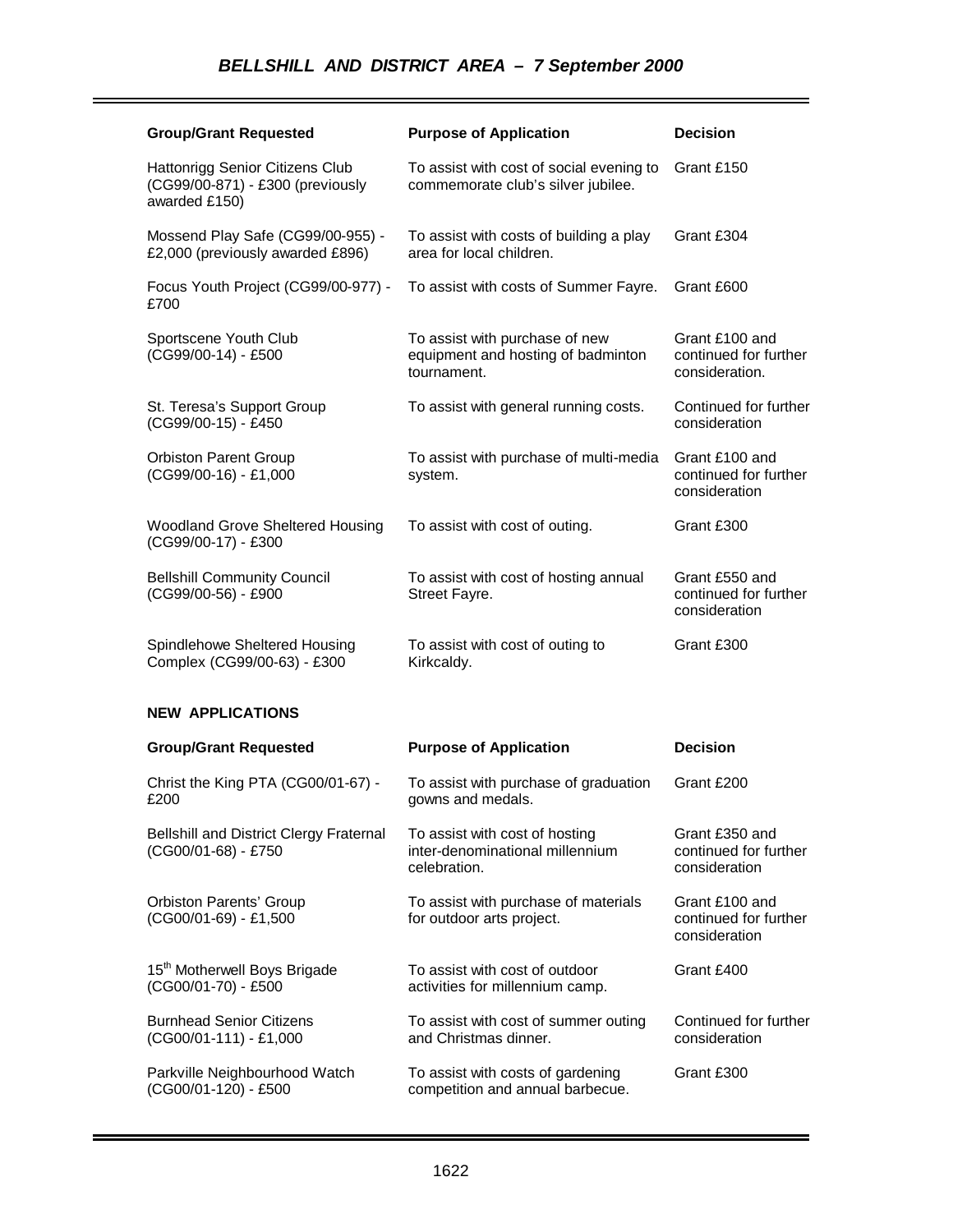## *BELLSHILL AND DISTRICT AREA – 7 September 2000*

| Group/Grant Requested | Purpose of Application | Decision |
| --- | --- | --- |
| Hattonrigg Senior Citizens Club (CG99/00-871) - £300 (previously awarded £150) | To assist with cost of social evening to commemorate club's silver jubilee. | Grant £150 |
| Mossend Play Safe (CG99/00-955) - £2,000 (previously awarded £896) | To assist with costs of building a play area for local children. | Grant £304 |
| Focus Youth Project (CG99/00-977) - £700 | To assist with costs of Summer Fayre. | Grant £600 |
| Sportscene Youth Club (CG99/00-14) - £500 | To assist with purchase of new equipment and hosting of badminton tournament. | Grant £100 and continued for further consideration. |
| St. Teresa's Support Group (CG99/00-15) - £450 | To assist with general running costs. | Continued for further consideration |
| Orbiston Parent Group (CG99/00-16) - £1,000 | To assist with purchase of multi-media system. | Grant £100 and continued for further consideration |
| Woodland Grove Sheltered Housing (CG99/00-17) - £300 | To assist with cost of outing. | Grant £300 |
| Bellshill Community Council (CG99/00-56) - £900 | To assist with cost of hosting annual Street Fayre. | Grant £550 and continued for further consideration |
| Spindlehowe Sheltered Housing Complex (CG99/00-63) - £300 | To assist with cost of outing to Kirkcaldy. | Grant £300 |

**NEW APPLICATIONS**

| Group/Grant Requested | Purpose of Application | Decision |
| --- | --- | --- |
| Christ the King PTA (CG00/01-67) - £200 | To assist with purchase of graduation gowns and medals. | Grant £200 |
| Bellshill and District Clergy Fraternal (CG00/01-68) - £750 | To assist with cost of hosting inter-denominational millennium celebration. | Grant £350 and continued for further consideration |
| Orbiston Parents' Group (CG00/01-69) - £1,500 | To assist with purchase of materials for outdoor arts project. | Grant £100 and continued for further consideration |
| 15th Motherwell Boys Brigade (CG00/01-70) - £500 | To assist with cost of outdoor activities for millennium camp. | Grant £400 |
| Burnhead Senior Citizens (CG00/01-111) - £1,000 | To assist with cost of summer outing and Christmas dinner. | Continued for further consideration |
| Parkville Neighbourhood Watch (CG00/01-120) - £500 | To assist with costs of gardening competition and annual barbecue. | Grant £300 |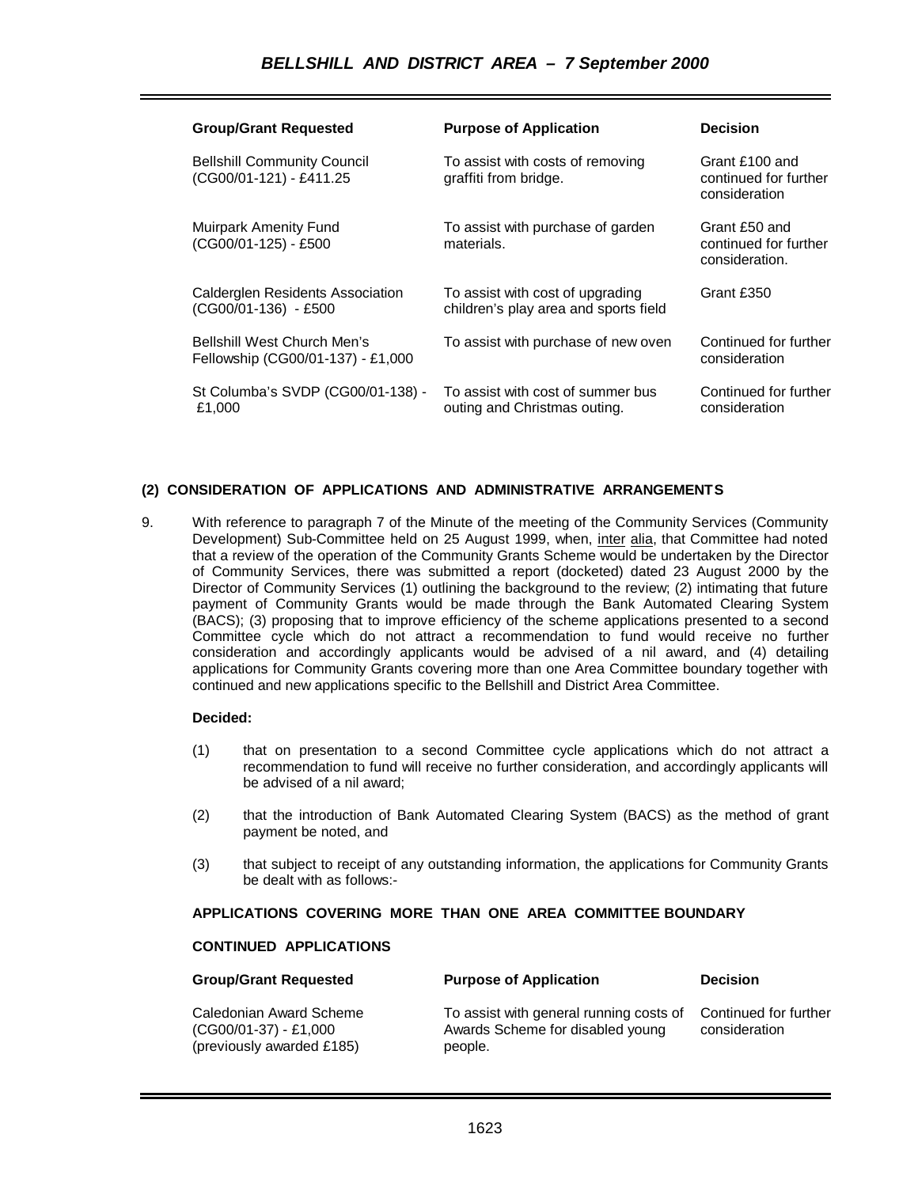| Group/Grant Requested | Purpose of Application | Decision |
|---|---|---|
| Bellshill Community Council (CG00/01-121) - £411.25 | To assist with costs of removing graffiti from bridge. | Grant £100 and continued for further consideration |
| Muirpark Amenity Fund (CG00/01-125) - £500 | To assist with purchase of garden materials. | Grant £50 and continued for further consideration. |
| Calderglen Residents Association (CG00/01-136) - £500 | To assist with cost of upgrading children's play area and sports field | Grant £350 |
| Bellshill West Church Men's Fellowship (CG00/01-137) - £1,000 | To assist with purchase of new oven | Continued for further consideration |
| St Columba's SVDP (CG00/01-138) - £1,000 | To assist with cost of summer bus outing and Christmas outing. | Continued for further consideration |

**(2) CONSIDERATION OF APPLICATIONS AND ADMINISTRATIVE ARRANGEMENTS**

9. With reference to paragraph 7 of the Minute of the meeting of the Community Services (Community Development) Sub-Committee held on 25 August 1999, when, inter alia, that Committee had noted that a review of the operation of the Community Grants Scheme would be undertaken by the Director of Community Services, there was submitted a report (docketed) dated 23 August 2000 by the Director of Community Services (1) outlining the background to the review; (2) intimating that future payment of Community Grants would be made through the Bank Automated Clearing System (BACS); (3) proposing that to improve efficiency of the scheme applications presented to a second Committee cycle which do not attract a recommendation to fund would receive no further consideration and accordingly applicants would be advised of a nil award, and (4) detailing applications for Community Grants covering more than one Area Committee boundary together with continued and new applications specific to the Bellshill and District Area Committee.

**Decided:**

(1) that on presentation to a second Committee cycle applications which do not attract a recommendation to fund will receive no further consideration, and accordingly applicants will be advised of a nil award;

(2) that the introduction of Bank Automated Clearing System (BACS) as the method of grant payment be noted, and

(3) that subject to receipt of any outstanding information, the applications for Community Grants be dealt with as follows:-

**APPLICATIONS COVERING MORE THAN ONE AREA COMMITTEE BOUNDARY**

**CONTINUED APPLICATIONS**

| Group/Grant Requested | Purpose of Application | Decision |
|---|---|---|
| Caledonian Award Scheme (CG00/01-37) - £1,000 (previously awarded £185) | To assist with general running costs of Awards Scheme for disabled young people. | Continued for further consideration |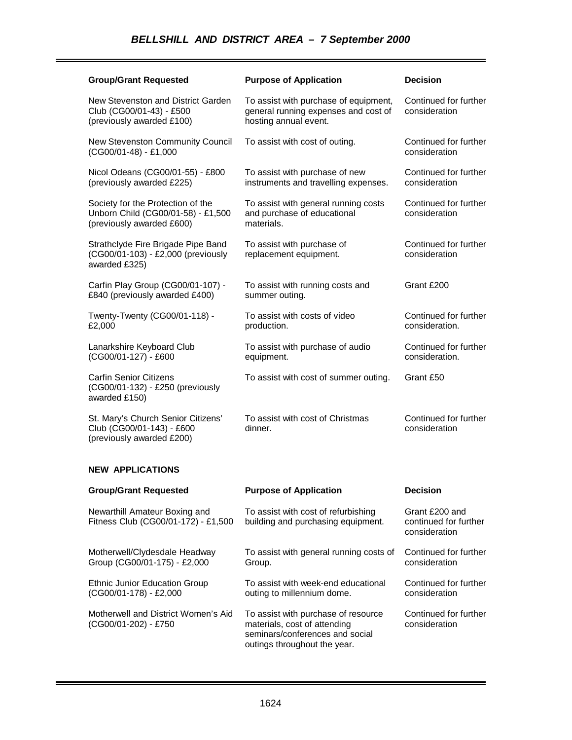## BELLSHILL AND DISTRICT AREA – 7 September 2000

| Group/Grant Requested | Purpose of Application | Decision |
| --- | --- | --- |
| New Stevenston and District Garden Club (CG00/01-43) - £500 (previously awarded £100) | To assist with purchase of equipment, general running expenses and cost of hosting annual event. | Continued for further consideration |
| New Stevenston Community Council (CG00/01-48) - £1,000 | To assist with cost of outing. | Continued for further consideration |
| Nicol Odeans (CG00/01-55) - £800 (previously awarded £225) | To assist with purchase of new instruments and travelling expenses. | Continued for further consideration |
| Society for the Protection of the Unborn Child (CG00/01-58) - £1,500 (previously awarded £600) | To assist with general running costs and purchase of educational materials. | Continued for further consideration |
| Strathclyde Fire Brigade Pipe Band (CG00/01-103) - £2,000 (previously awarded £325) | To assist with purchase of replacement equipment. | Continued for further consideration |
| Carfin Play Group (CG00/01-107) - £840 (previously awarded £400) | To assist with running costs and summer outing. | Grant £200 |
| Twenty-Twenty (CG00/01-118) - £2,000 | To assist with costs of video production. | Continued for further consideration. |
| Lanarkshire Keyboard Club (CG00/01-127) - £600 | To assist with purchase of audio equipment. | Continued for further consideration. |
| Carfin Senior Citizens (CG00/01-132) - £250 (previously awarded £150) | To assist with cost of summer outing. | Grant £50 |
| St. Mary's Church Senior Citizens' Club (CG00/01-143) - £600 (previously awarded £200) | To assist with cost of Christmas dinner. | Continued for further consideration |

### NEW APPLICATIONS

| Group/Grant Requested | Purpose of Application | Decision |
| --- | --- | --- |
| Newarthill Amateur Boxing and Fitness Club (CG00/01-172) - £1,500 | To assist with cost of refurbishing building and purchasing equipment. | Grant £200 and continued for further consideration |
| Motherwell/Clydesdale Headway Group (CG00/01-175) - £2,000 | To assist with general running costs of Group. | Continued for further consideration |
| Ethnic Junior Education Group (CG00/01-178) - £2,000 | To assist with week-end educational outing to millennium dome. | Continued for further consideration |
| Motherwell and District Women's Aid (CG00/01-202) - £750 | To assist with purchase of resource materials, cost of attending seminars/conferences and social outings throughout the year. | Continued for further consideration |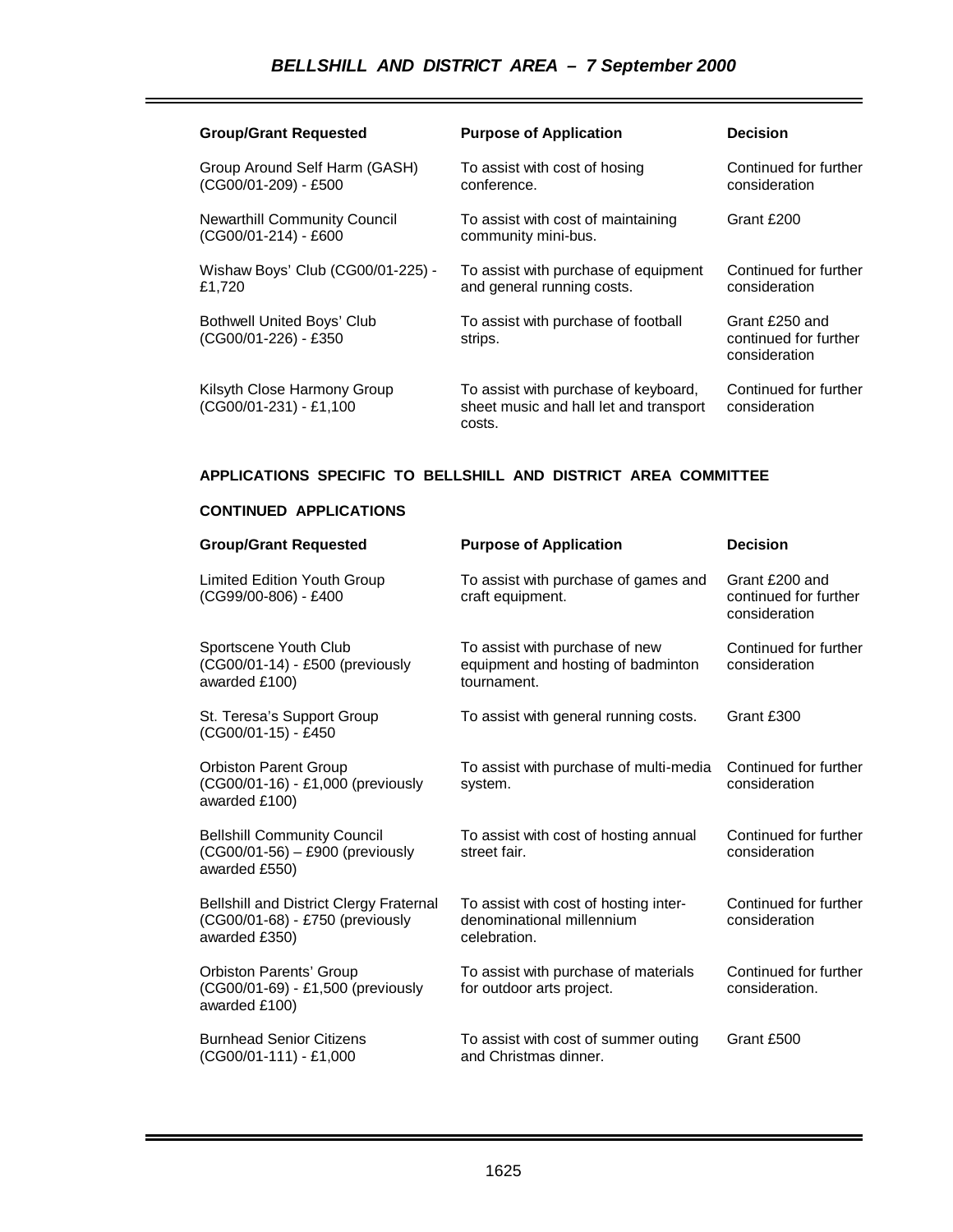| Group/Grant Requested | Purpose of Application | Decision |
|---|---|---|
| Group Around Self Harm (GASH) (CG00/01-209) - £500 | To assist with cost of hosing conference. | Continued for further consideration |
| Newarthill Community Council (CG00/01-214) - £600 | To assist with cost of maintaining community mini-bus. | Grant £200 |
| Wishaw Boys' Club (CG00/01-225) - £1,720 | To assist with purchase of equipment and general running costs. | Continued for further consideration |
| Bothwell United Boys' Club (CG00/01-226) - £350 | To assist with purchase of football strips. | Grant £250 and continued for further consideration |
| Kilsyth Close Harmony Group (CG00/01-231) - £1,100 | To assist with purchase of keyboard, sheet music and hall let and transport costs. | Continued for further consideration |

**APPLICATIONS SPECIFIC TO BELLSHILL AND DISTRICT AREA COMMITTEE**

**CONTINUED APPLICATIONS**

| Group/Grant Requested | Purpose of Application | Decision |
|---|---|---|
| Limited Edition Youth Group (CG99/00-806) - £400 | To assist with purchase of games and craft equipment. | Grant £200 and continued for further consideration |
| Sportscene Youth Club (CG00/01-14) - £500 (previously awarded £100) | To assist with purchase of new equipment and hosting of badminton tournament. | Continued for further consideration |
| St. Teresa's Support Group (CG00/01-15) - £450 | To assist with general running costs. | Grant £300 |
| Orbiston Parent Group (CG00/01-16) - £1,000 (previously awarded £100) | To assist with purchase of multi-media system. | Continued for further consideration |
| Bellshill Community Council (CG00/01-56) – £900 (previously awarded £550) | To assist with cost of hosting annual street fair. | Continued for further consideration |
| Bellshill and District Clergy Fraternal (CG00/01-68) - £750 (previously awarded £350) | To assist with cost of hosting inter-denominational millennium celebration. | Continued for further consideration |
| Orbiston Parents' Group (CG00/01-69) - £1,500 (previously awarded £100) | To assist with purchase of materials for outdoor arts project. | Continued for further consideration. |
| Burnhead Senior Citizens (CG00/01-111) - £1,000 | To assist with cost of summer outing and Christmas dinner. | Grant £500 |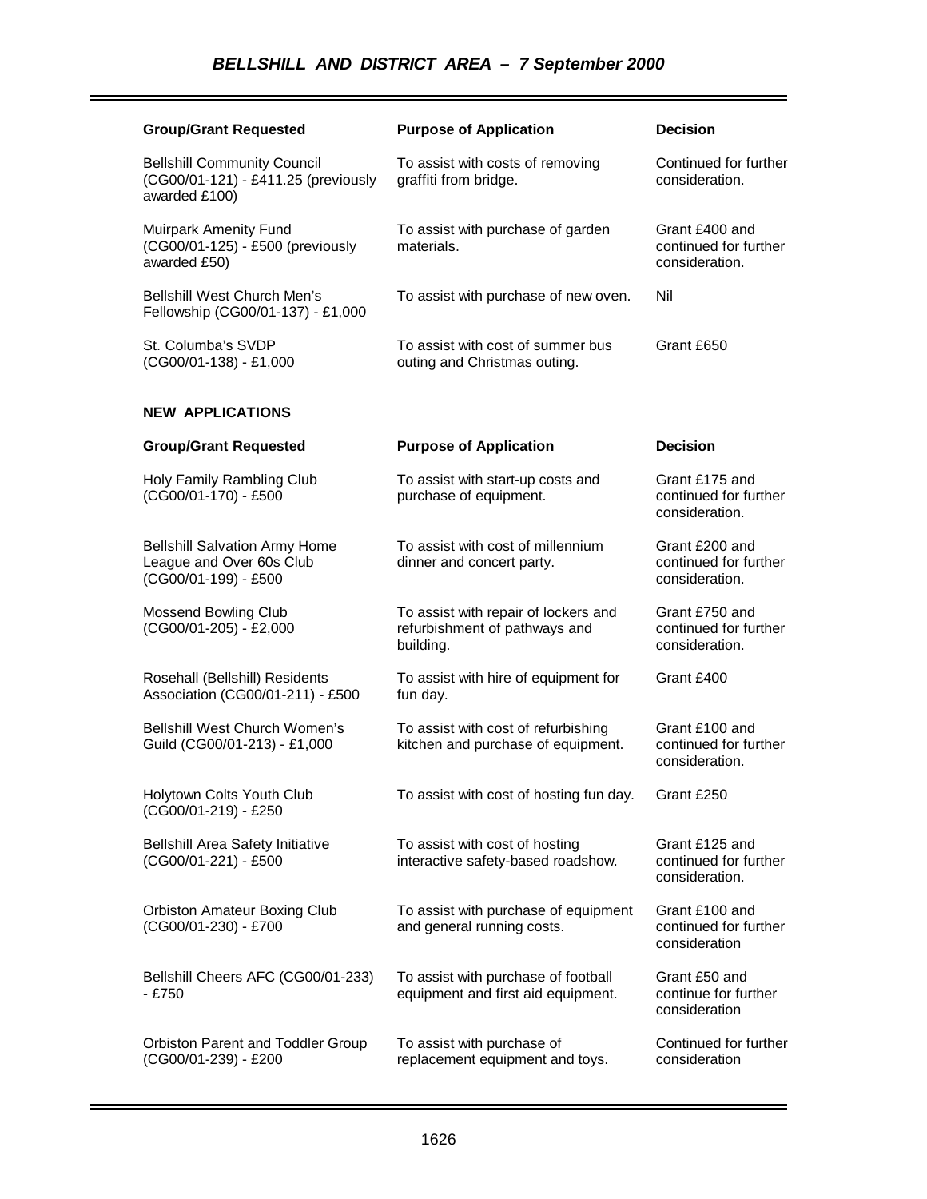## BELLSHILL AND DISTRICT AREA – 7 September 2000

| Group/Grant Requested | Purpose of Application | Decision |
|---|---|---|
| Bellshill Community Council (CG00/01-121) - £411.25 (previously awarded £100) | To assist with costs of removing graffiti from bridge. | Continued for further consideration. |
| Muirpark Amenity Fund (CG00/01-125) - £500 (previously awarded £50) | To assist with purchase of garden materials. | Grant £400 and continued for further consideration. |
| Bellshill West Church Men's Fellowship (CG00/01-137) - £1,000 | To assist with purchase of new oven. | Nil |
| St. Columba's SVDP (CG00/01-138) - £1,000 | To assist with cost of summer bus outing and Christmas outing. | Grant £650 |

**NEW APPLICATIONS**

| Group/Grant Requested | Purpose of Application | Decision |
|---|---|---|
| Holy Family Rambling Club (CG00/01-170) - £500 | To assist with start-up costs and purchase of equipment. | Grant £175 and continued for further consideration. |
| Bellshill Salvation Army Home League and Over 60s Club (CG00/01-199) - £500 | To assist with cost of millennium dinner and concert party. | Grant £200 and continued for further consideration. |
| Mossend Bowling Club (CG00/01-205) - £2,000 | To assist with repair of lockers and refurbishment of pathways and building. | Grant £750 and continued for further consideration. |
| Rosehall (Bellshill) Residents Association (CG00/01-211) - £500 | To assist with hire of equipment for fun day. | Grant £400 |
| Bellshill West Church Women's Guild (CG00/01-213) - £1,000 | To assist with cost of refurbishing kitchen and purchase of equipment. | Grant £100 and continued for further consideration. |
| Holytown Colts Youth Club (CG00/01-219) - £250 | To assist with cost of hosting fun day. | Grant £250 |
| Bellshill Area Safety Initiative (CG00/01-221) - £500 | To assist with cost of hosting interactive safety-based roadshow. | Grant £125 and continued for further consideration. |
| Orbiston Amateur Boxing Club (CG00/01-230) - £700 | To assist with purchase of equipment and general running costs. | Grant £100 and continued for further consideration |
| Bellshill Cheers AFC (CG00/01-233) - £750 | To assist with purchase of football equipment and first aid equipment. | Grant £50 and continue for further consideration |
| Orbiston Parent and Toddler Group (CG00/01-239) - £200 | To assist with purchase of replacement equipment and toys. | Continued for further consideration |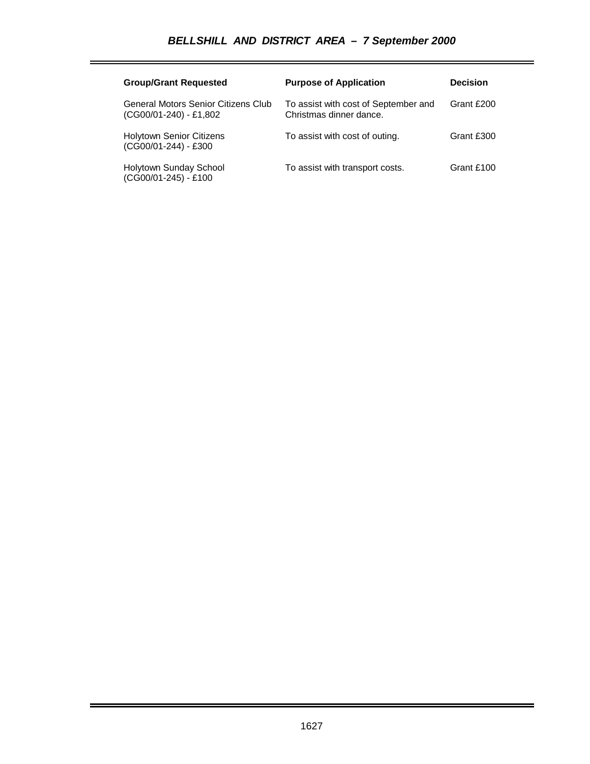| Group/Grant Requested | Purpose of Application | Decision |
|---|---|---|
| General Motors Senior Citizens Club (CG00/01-240) - £1,802 | To assist with cost of September and Christmas dinner dance. | Grant £200 |
| Holytown Senior Citizens (CG00/01-244) - £300 | To assist with cost of outing. | Grant £300 |
| Holytown Sunday School (CG00/01-245) - £100 | To assist with transport costs. | Grant £100 |